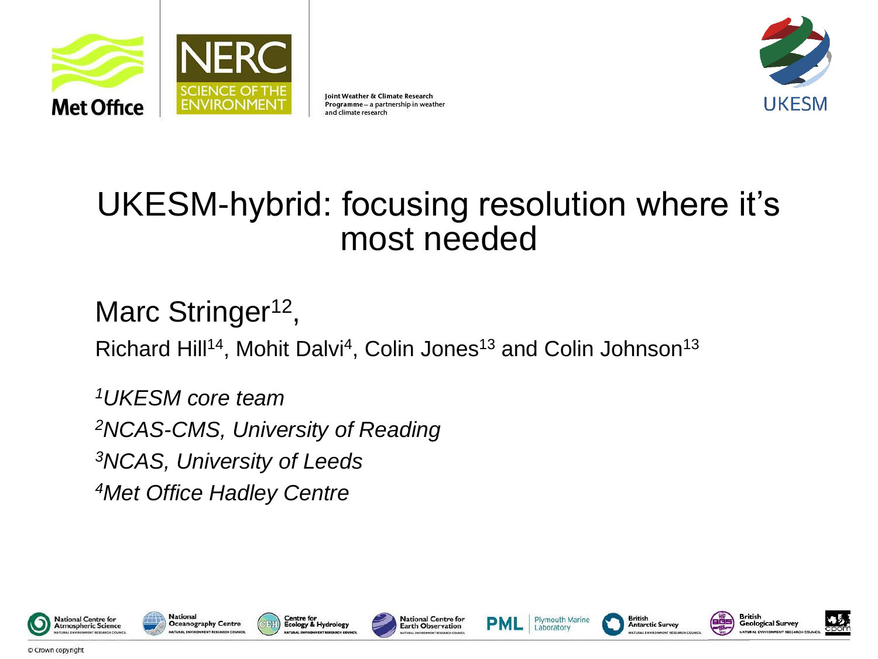Joint Weather & Climate Research Programme – a partnership in weather and climate research

# UKESM-hybrid: focusing resolution where it's most needed

Marc Stringer[1,2],

Richard Hill[1,4], Mohit Dalvi[4], Colin Jones[1,3] and Colin Johnson[1,3]

*[1]UKESM core team*

*[2]NCAS-CMS, University of Reading*

*[3]NCAS, University of Leeds*

*[4]Met Office Hadley Centre*

© Crown copyright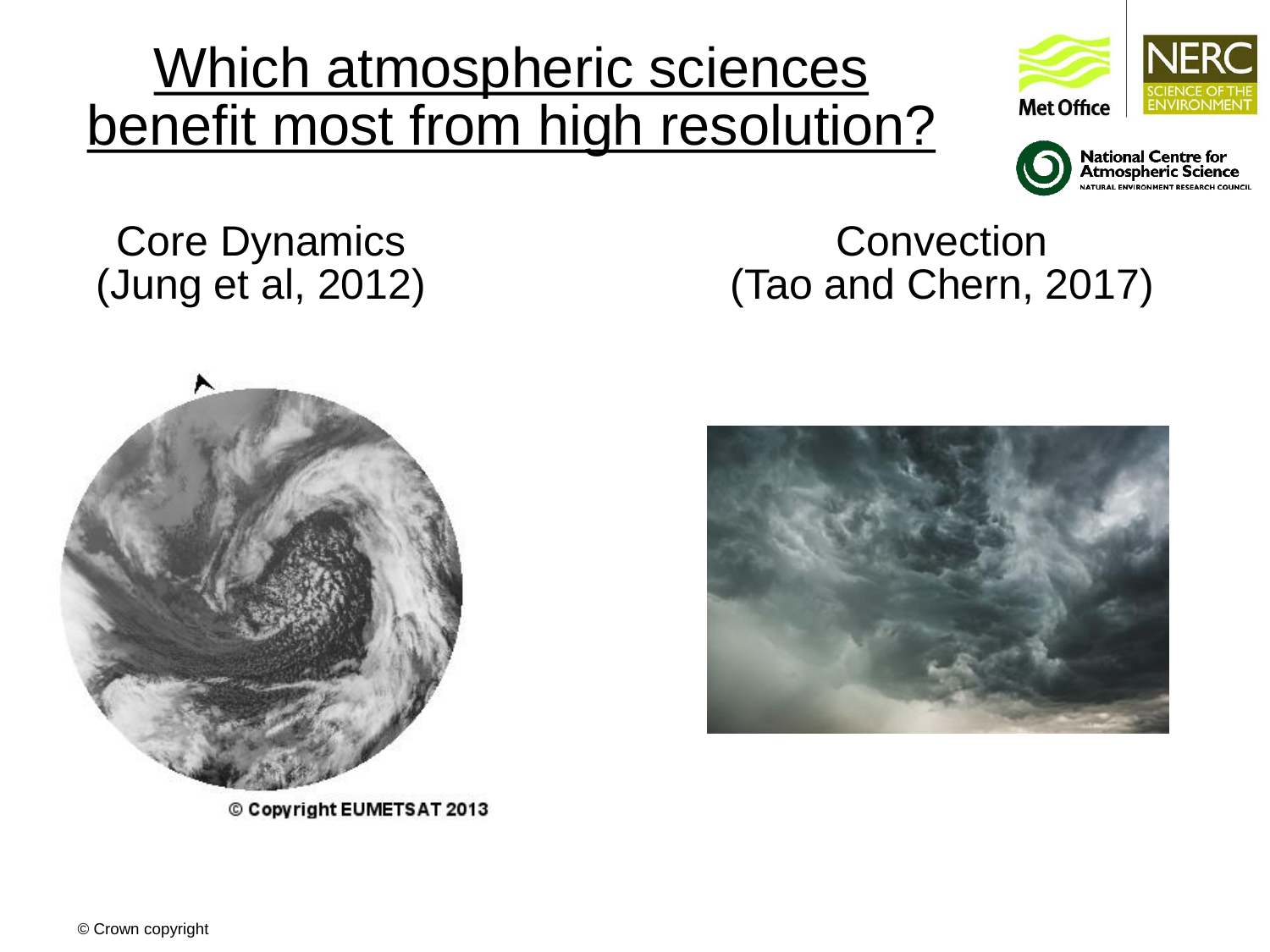# Which atmospheric sciences benefit most from high resolution?

Core Dynamics
(Jung et al, 2012)

© Copyright EUMETSAT 2013

Convection
(Tao and Chern, 2017)

© Crown copyright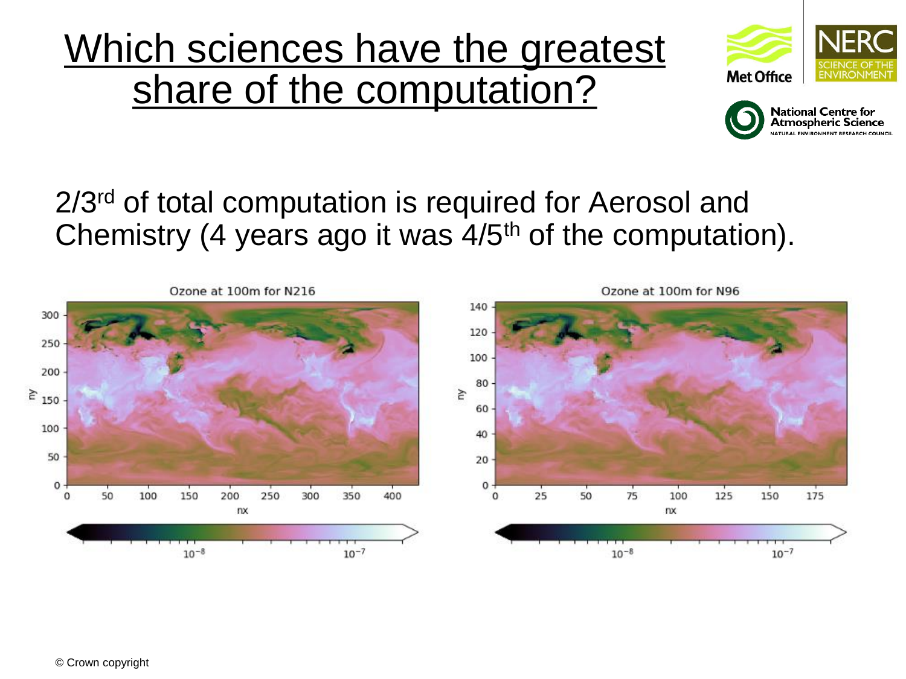# Which sciences have the greatest share of the computation?

2/3rd of total computation is required for Aerosol and Chemistry (4 years ago it was 4/5th of the computation).

Ozone at 100m for N216

Ozone at 100m for N96

© Crown copyright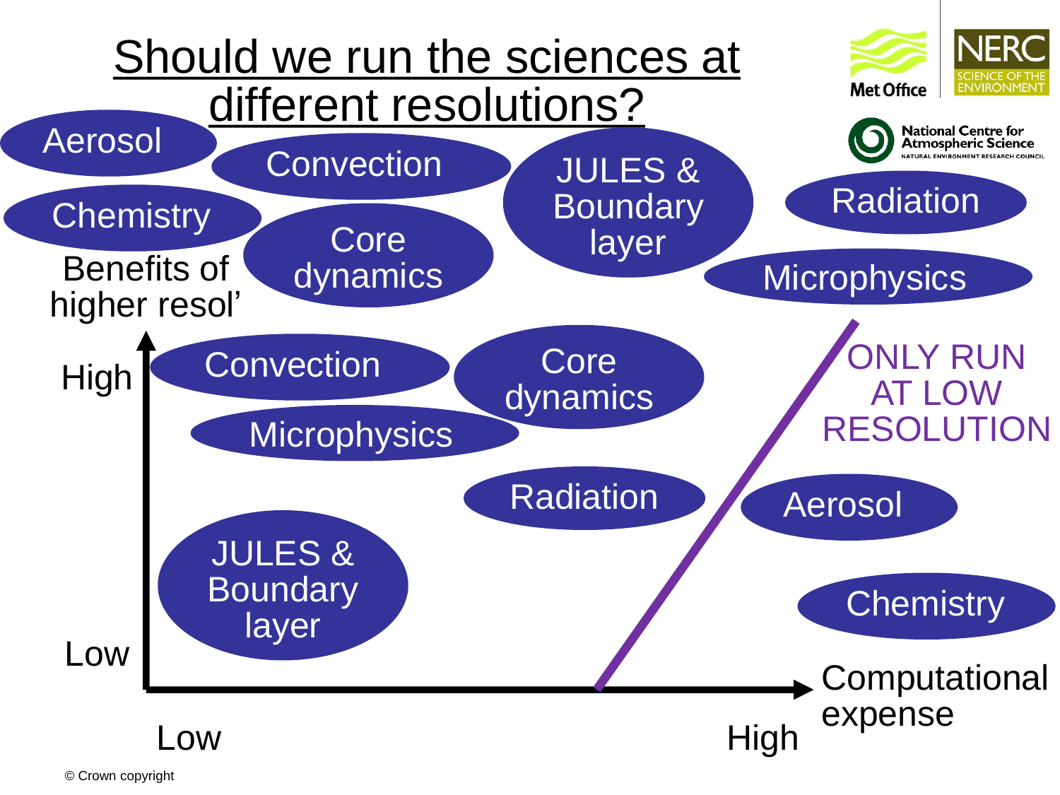# Should we run the sciences at different resolutions?

Aerosol

Convection

JULES & Boundary layer

Radiation

Chemistry

Core dynamics

Microphysics

Benefits of higher resol'

High

Convection

Core dynamics

ONLY RUN AT LOW RESOLUTION

Microphysics

Radiation

Aerosol

JULES & Boundary layer

Chemistry

Low

Computational expense

Low

High

© Crown copyright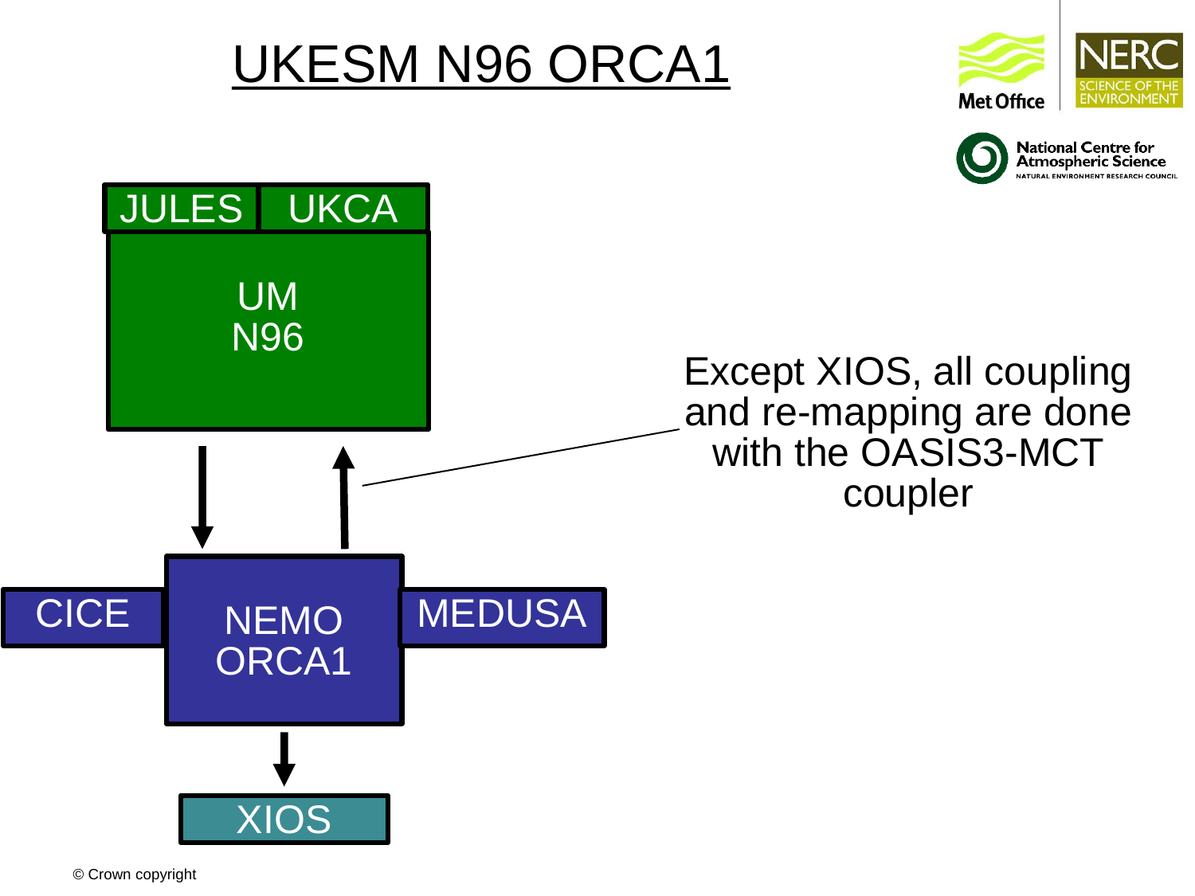# UKESM N96 ORCA1

JULES UKCA

UM
N96

NEMO
ORCA1

CICE

MEDUSA

XIOS

Except XIOS, all coupling and re-mapping are done with the OASIS3-MCT coupler

© Crown copyright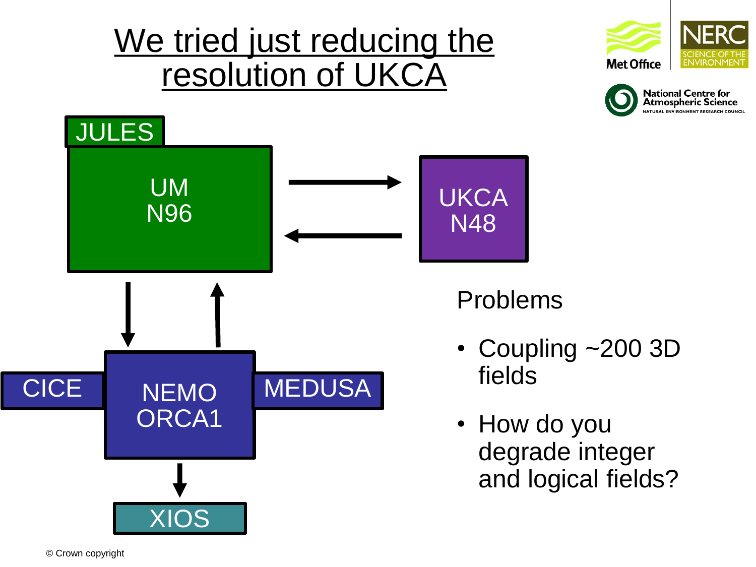# We tried just reducing the resolution of UKCA

JULES

UM
N96

UKCA
N48

CICE

NEMO
ORCA1

MEDUSA

XIOS

Problems

- Coupling ~200 3D fields
- How do you degrade integer and logical fields?

© Crown copyright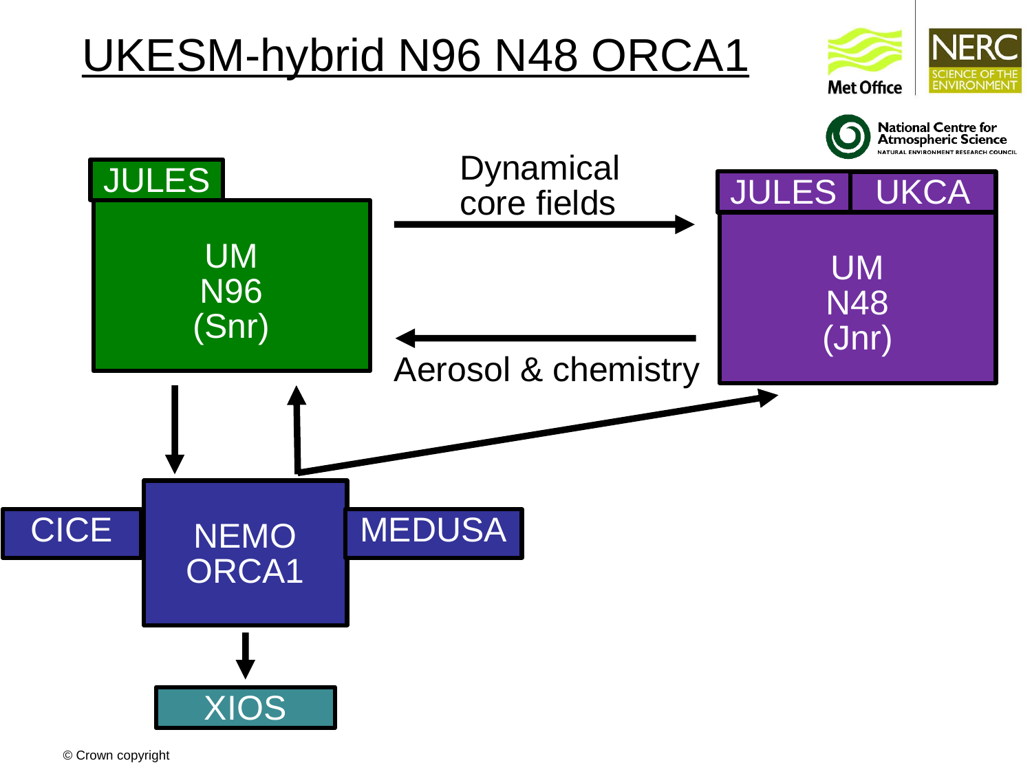# UKESM-hybrid N96 N48 ORCA1

JULES

UM
N96
(Snr)

Dynamical core fields

JULES | UKCA

UM
N48
(Jnr)

Aerosol & chemistry

CICE

NEMO
ORCA1

MEDUSA

XIOS

© Crown copyright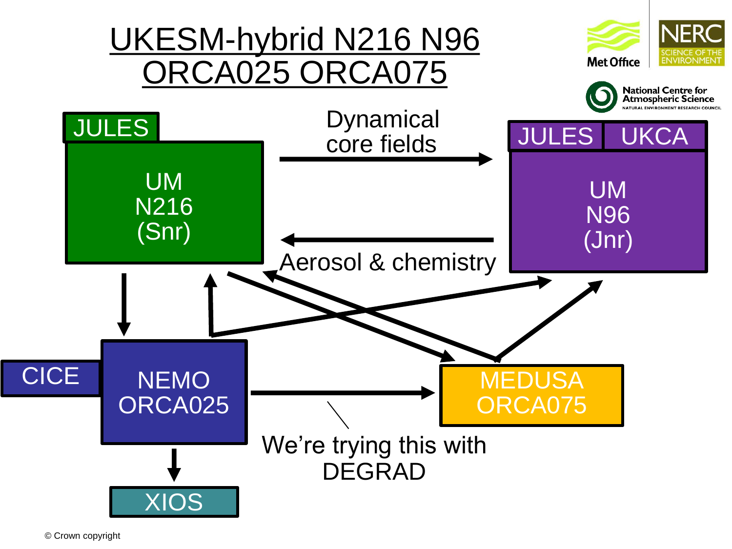# UKESM-hybrid N216 N96 ORCA025 ORCA075

JULES

UM
N216
(Snr)

Dynamical core fields

JULES | UKCA

UM
N96
(Jnr)

Aerosol & chemistry

CICE

NEMO
ORCA025

MEDUSA
ORCA075

We're trying this with DEGRAD

XIOS

© Crown copyright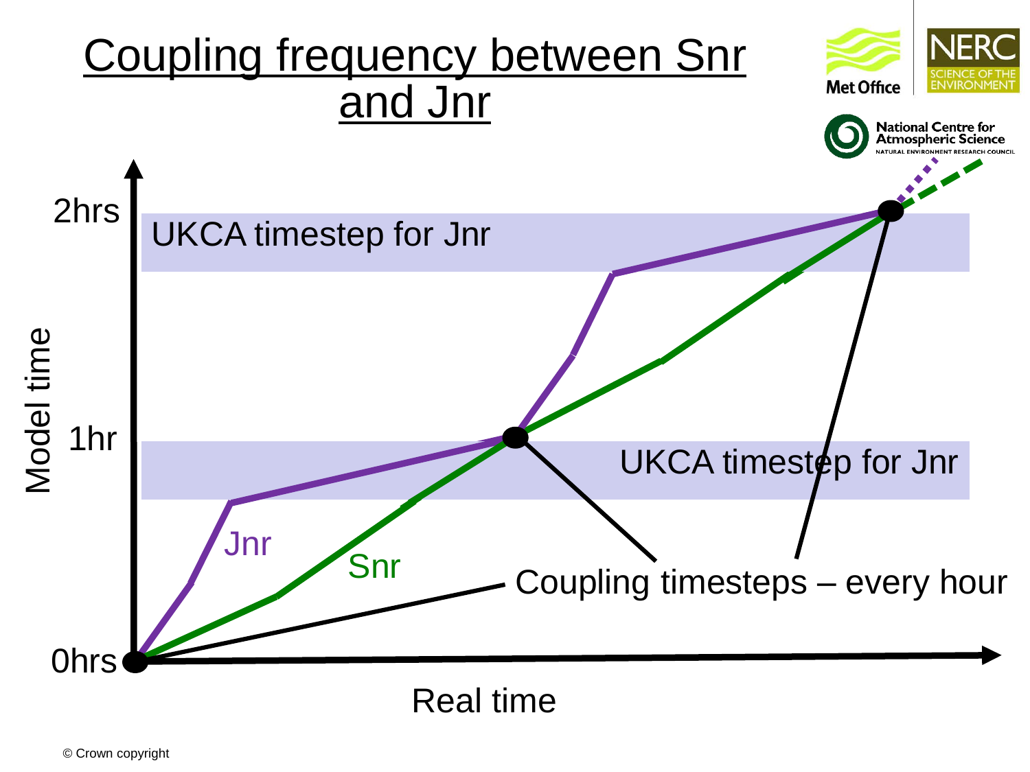# Coupling frequency between Snr and Jnr

2hrs

UKCA timestep for Jnr

Model time

1hr

UKCA timestep for Jnr

Jnr

Snr

Coupling timesteps – every hour

0hrs

Real time

© Crown copyright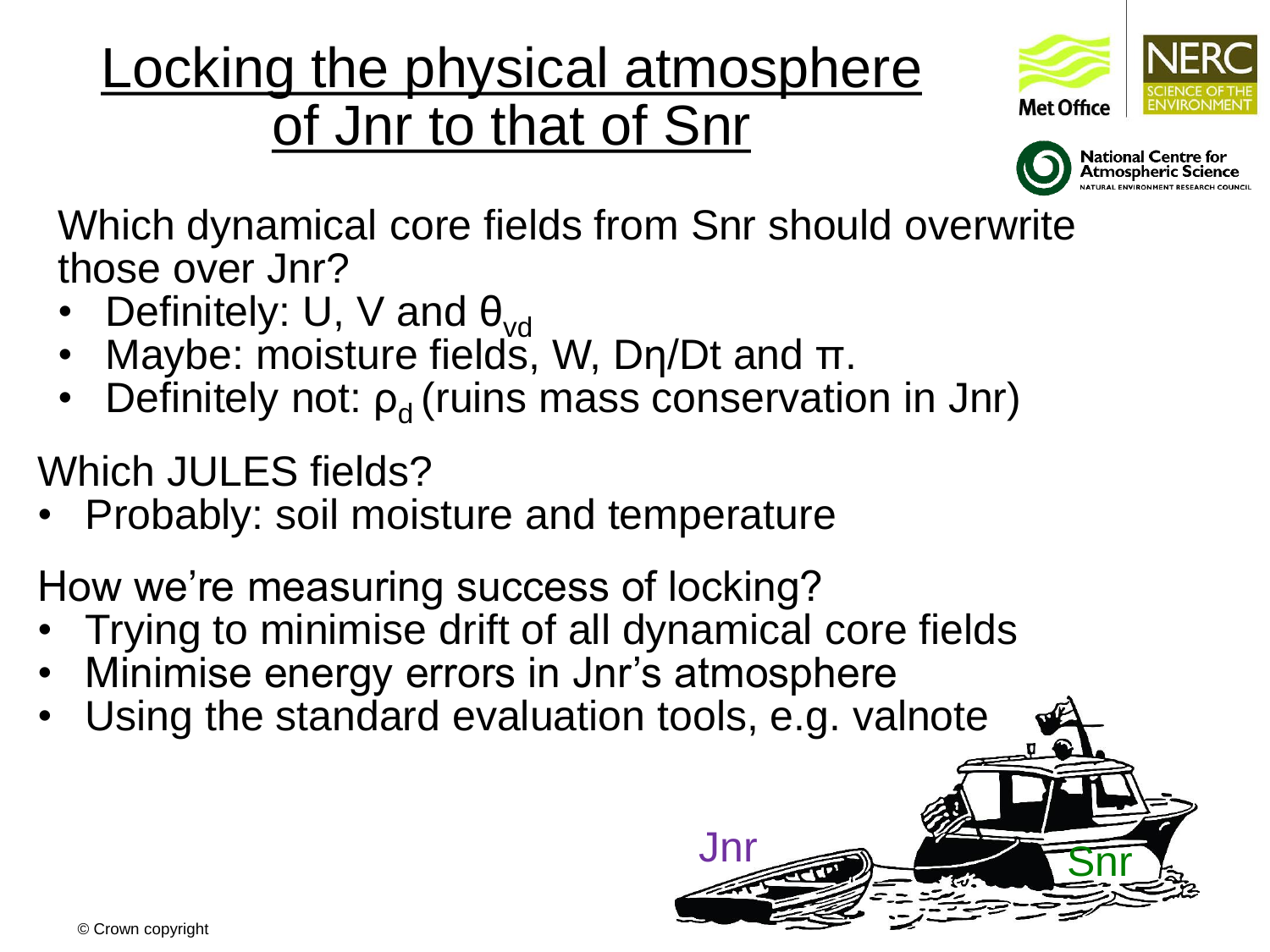# Locking the physical atmosphere of Jnr to that of Snr

Which dynamical core fields from Snr should overwrite those over Jnr?

- Definitely: U, V and $\theta_{vd}$
- Maybe: moisture fields, W, $D\eta/Dt$ and $\pi$.
- Definitely not: $\rho_d$ (ruins mass conservation in Jnr)

Which JULES fields?

- Probably: soil moisture and temperature

How we're measuring success of locking?

- Trying to minimise drift of all dynamical core fields
- Minimise energy errors in Jnr's atmosphere
- Using the standard evaluation tools, e.g. valnote

Jnr

Snr

© Crown copyright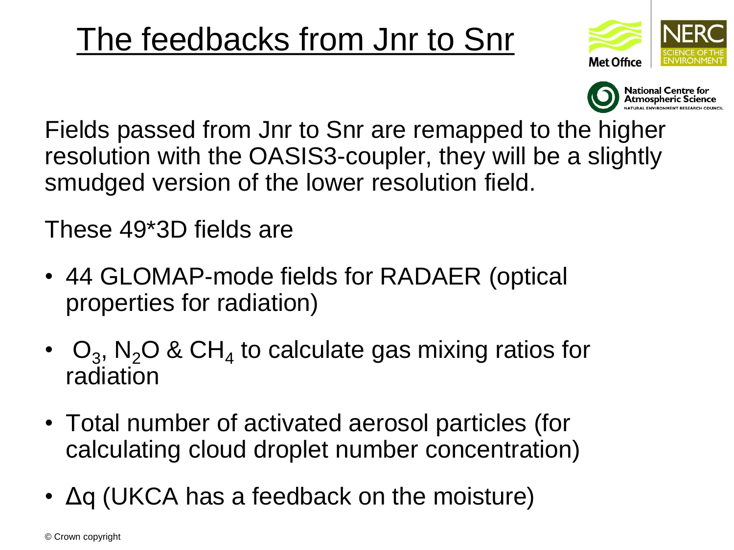# The feedbacks from Jnr to Snr

Fields passed from Jnr to Snr are remapped to the higher resolution with the OASIS3-coupler, they will be a slightly smudged version of the lower resolution field.

These 49*3D fields are

- 44 GLOMAP-mode fields for RADAER (optical properties for radiation)
- $O_3$, $N_2O$ & $CH_4$ to calculate gas mixing ratios for radiation
- Total number of activated aerosol particles (for calculating cloud droplet number concentration)
- $\Delta q$ (UKCA has a feedback on the moisture)

© Crown copyright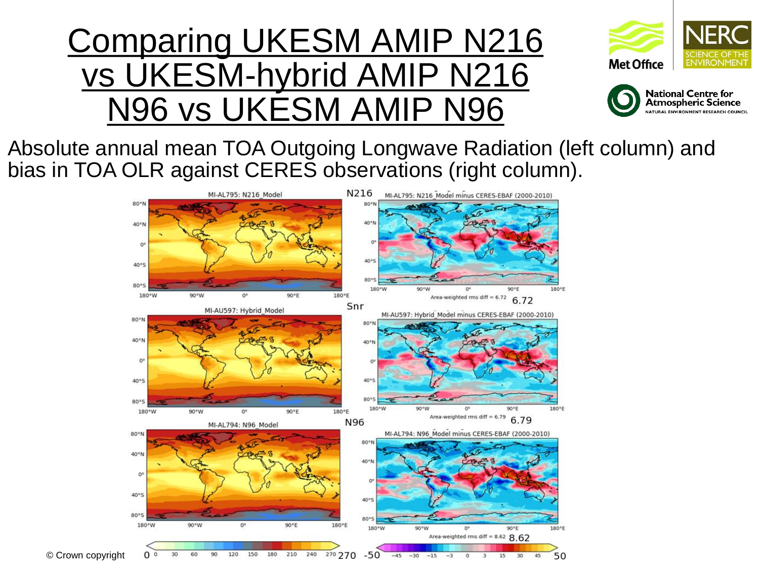# Comparing UKESM AMIP N216 vs UKESM-hybrid AMIP N216 N96 vs UKESM AMIP N96

Absolute annual mean TOA Outgoing Longwave Radiation (left column) and bias in TOA OLR against CERES observations (right column).

MI-AL795: N216_Model

N216

MI-AL795: N216_Model minus CERES-EBAF (2000-2010)

Area-weighted rms diff = 6.72

6.72

MI-AU597: Hybrid_Model

Snr

MI-AU597: Hybrid_Model minus CERES-EBAF (2000-2010)

Area-weighted rms diff = 6.79

6.79

MI-AL794: N96_Model

N96

MI-AL794: N96_Model minus CERES-EBAF (2000-2010)

Area-weighted rms diff = 8.62

8.62

0 0 30 60 90 120 150 180 210 240 270 270

-50 -45 -30 -15 -3 0 3 15 30 45 50

© Crown copyright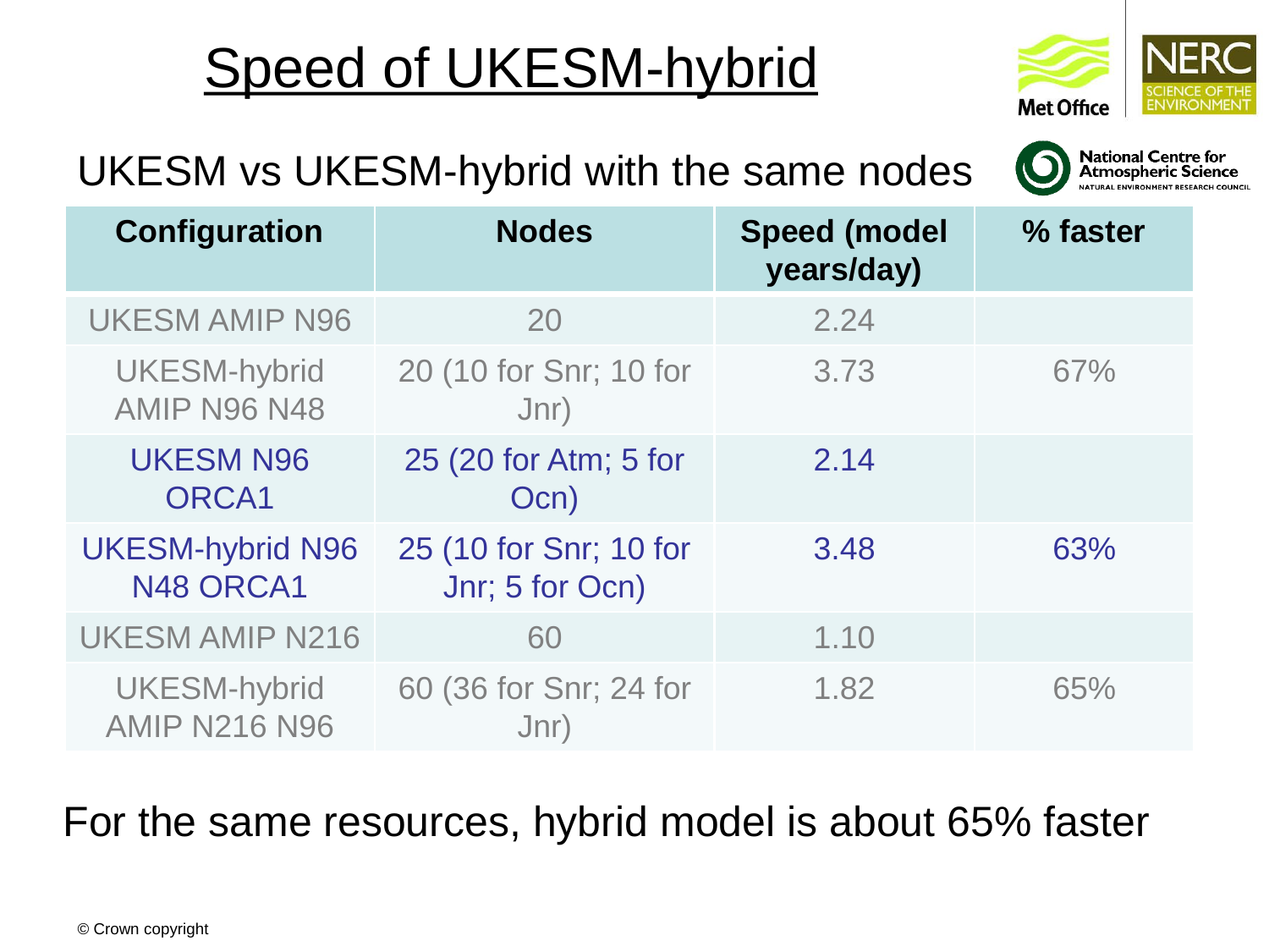# Speed of UKESM-hybrid

## UKESM vs UKESM-hybrid with the same nodes

| Configuration | Nodes | Speed (model years/day) | % faster |
|---|---|---|---|
| UKESM AMIP N96 | 20 | 2.24 | |
| UKESM-hybrid AMIP N96 N48 | 20 (10 for Snr; 10 for Jnr) | 3.73 | 67% |
| UKESM N96 ORCA1 | 25 (20 for Atm; 5 for Ocn) | 2.14 | |
| UKESM-hybrid N96 N48 ORCA1 | 25 (10 for Snr; 10 for Jnr; 5 for Ocn) | 3.48 | 63% |
| UKESM AMIP N216 | 60 | 1.10 | |
| UKESM-hybrid AMIP N216 N96 | 60 (36 for Snr; 24 for Jnr) | 1.82 | 65% |

For the same resources, hybrid model is about 65% faster

© Crown copyright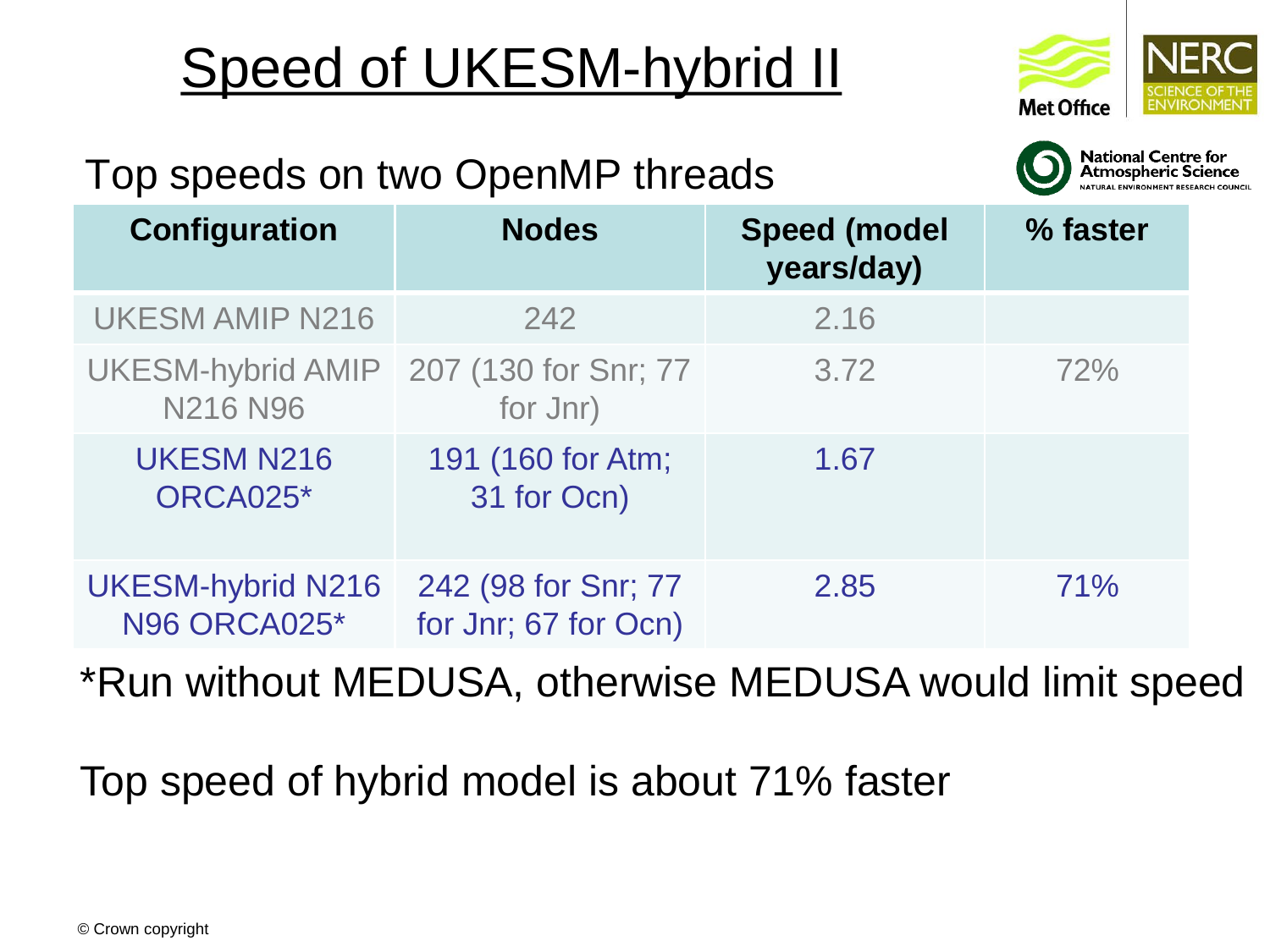# Speed of UKESM-hybrid II

Top speeds on two OpenMP threads

| Configuration | Nodes | Speed (model years/day) | % faster |
|---|---|---|---|
| UKESM AMIP N216 | 242 | 2.16 | |
| UKESM-hybrid AMIP N216 N96 | 207 (130 for Snr; 77 for Jnr) | 3.72 | 72% |
| UKESM N216 ORCA025* | 191 (160 for Atm; 31 for Ocn) | 1.67 | |
| UKESM-hybrid N216 N96 ORCA025* | 242 (98 for Snr; 77 for Jnr; 67 for Ocn) | 2.85 | 71% |

*Run without MEDUSA, otherwise MEDUSA would limit speed

Top speed of hybrid model is about 71% faster

© Crown copyright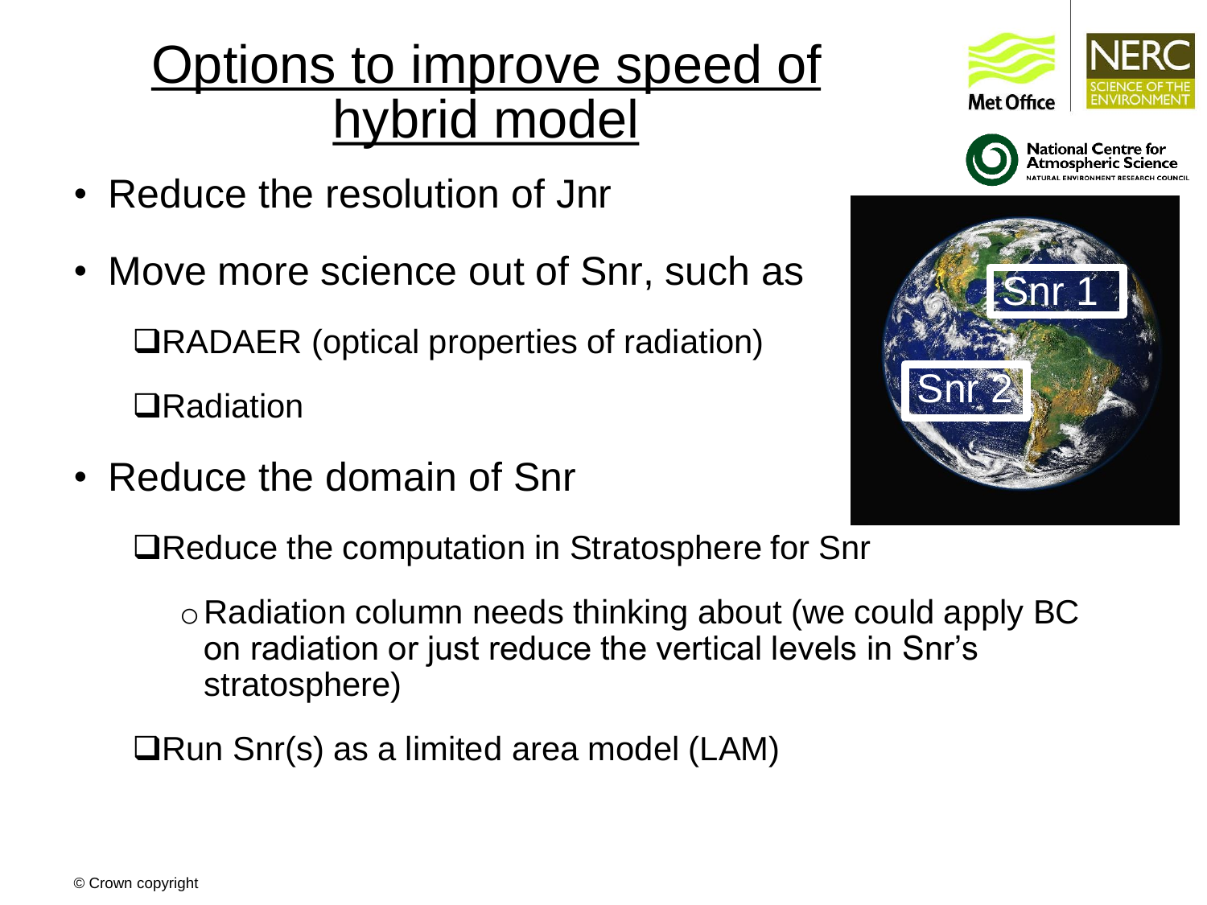# Options to improve speed of hybrid model

- Reduce the resolution of Jnr
- Move more science out of Snr, such as
  - ❑RADAER (optical properties of radiation)
  - ❑Radiation
- Reduce the domain of Snr
  - ❑Reduce the computation in Stratosphere for Snr
    - o Radiation column needs thinking about (we could apply BC on radiation or just reduce the vertical levels in Snr's stratosphere)
  - ❑Run Snr(s) as a limited area model (LAM)

Snr 1

Snr 2

© Crown copyright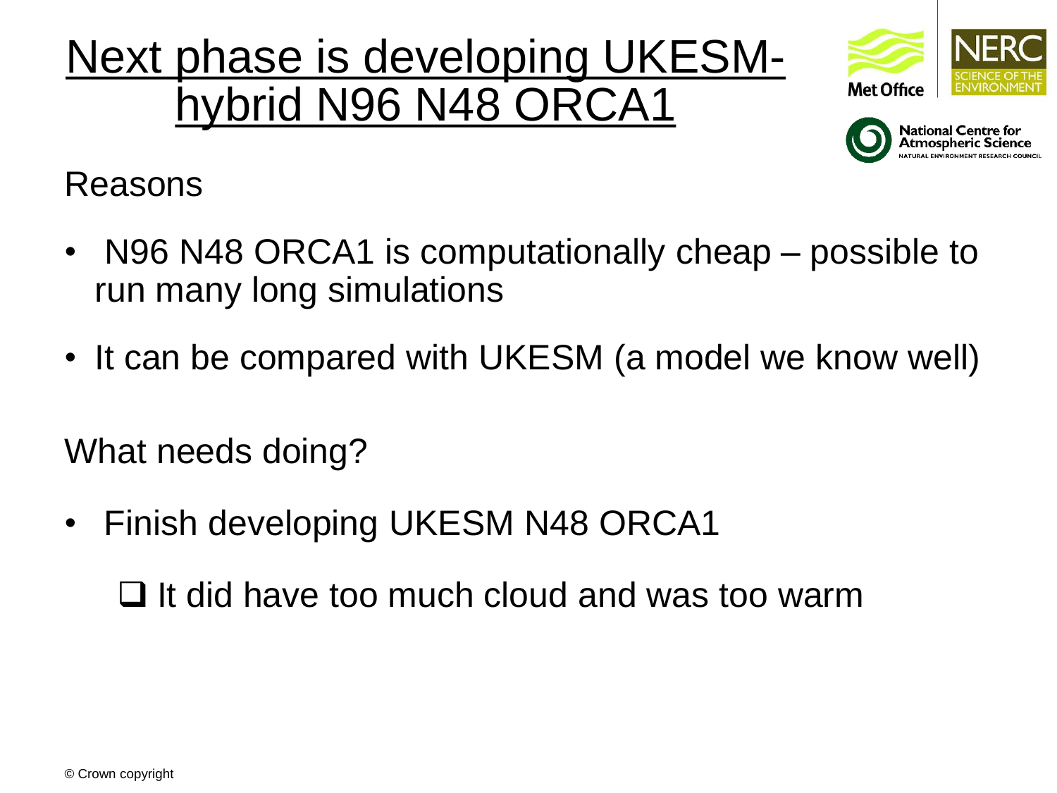# Next phase is developing UKESM-hybrid N96 N48 ORCA1

Reasons

- N96 N48 ORCA1 is computationally cheap – possible to run many long simulations
- It can be compared with UKESM (a model we know well)

What needs doing?

- Finish developing UKESM N48 ORCA1
  - It did have too much cloud and was too warm

© Crown copyright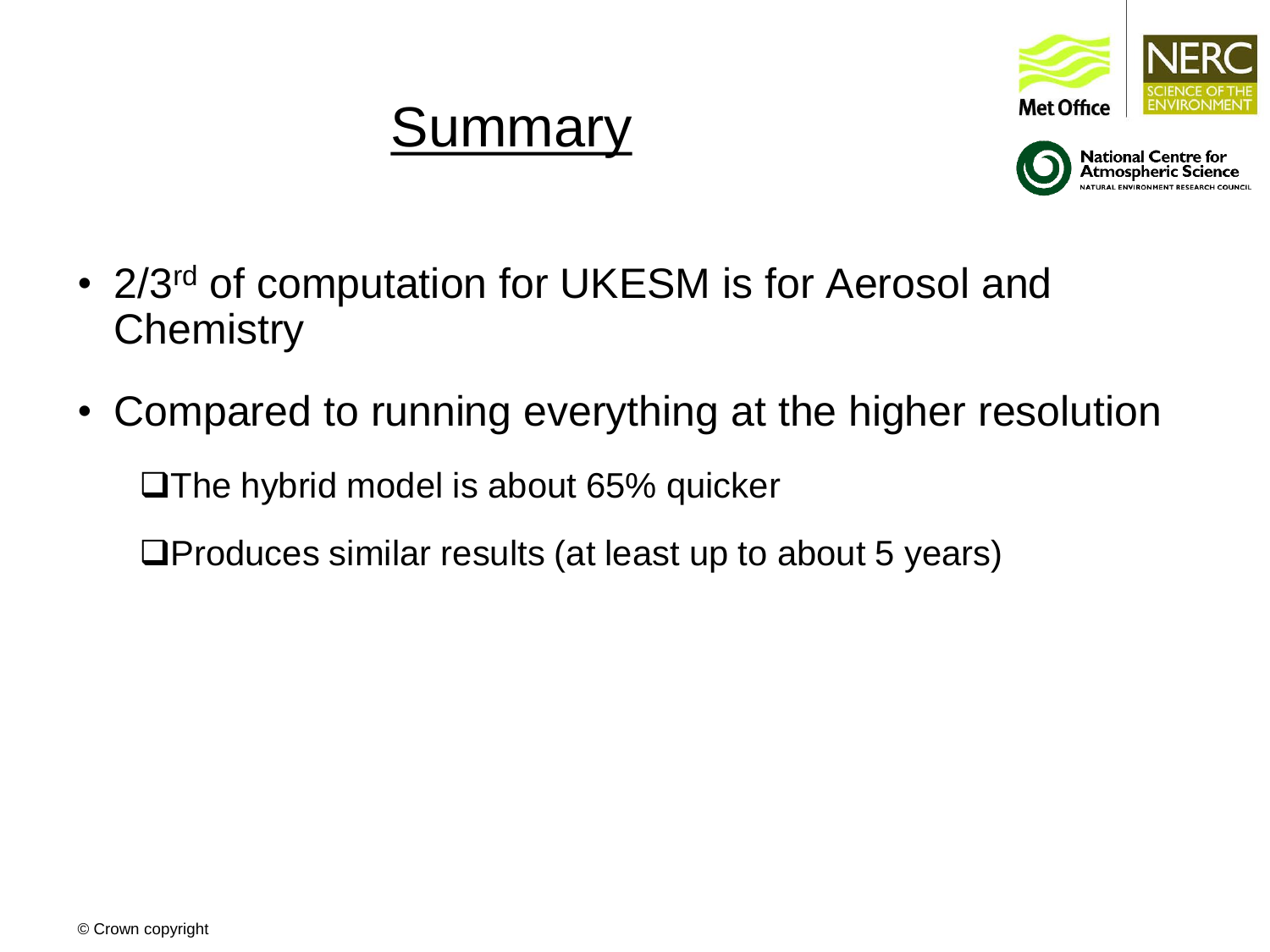# Summary

- 2/3rd of computation for UKESM is for Aerosol and Chemistry
- Compared to running everything at the higher resolution
  - ❑The hybrid model is about 65% quicker
  - ❑Produces similar results (at least up to about 5 years)

© Crown copyright